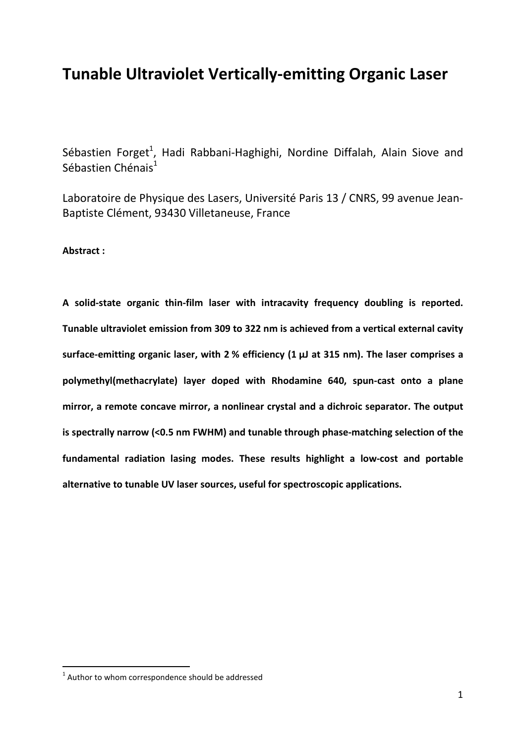# Tunable Ultraviolet Vertically-emitting Organic Laser

Sébastien Forget[1], Hadi Rabbani-Haghighi, Nordine Diffalah, Alain Siove and Sébastien Chénais[1]

Laboratoire de Physique des Lasers, Université Paris 13 / CNRS, 99 avenue Jean-Baptiste Clément, 93430 Villetaneuse, France

**Abstract :**

**A solid-state organic thin-film laser with intracavity frequency doubling is reported. Tunable ultraviolet emission from 309 to 322 nm is achieved from a vertical external cavity surface-emitting organic laser, with 2 % efficiency (1 µJ at 315 nm). The laser comprises a polymethyl(methacrylate) layer doped with Rhodamine 640, spun-cast onto a plane mirror, a remote concave mirror, a nonlinear crystal and a dichroic separator. The output is spectrally narrow (<0.5 nm FWHM) and tunable through phase-matching selection of the fundamental radiation lasing modes. These results highlight a low-cost and portable alternative to tunable UV laser sources, useful for spectroscopic applications.**

[1] Author to whom correspondence should be addressed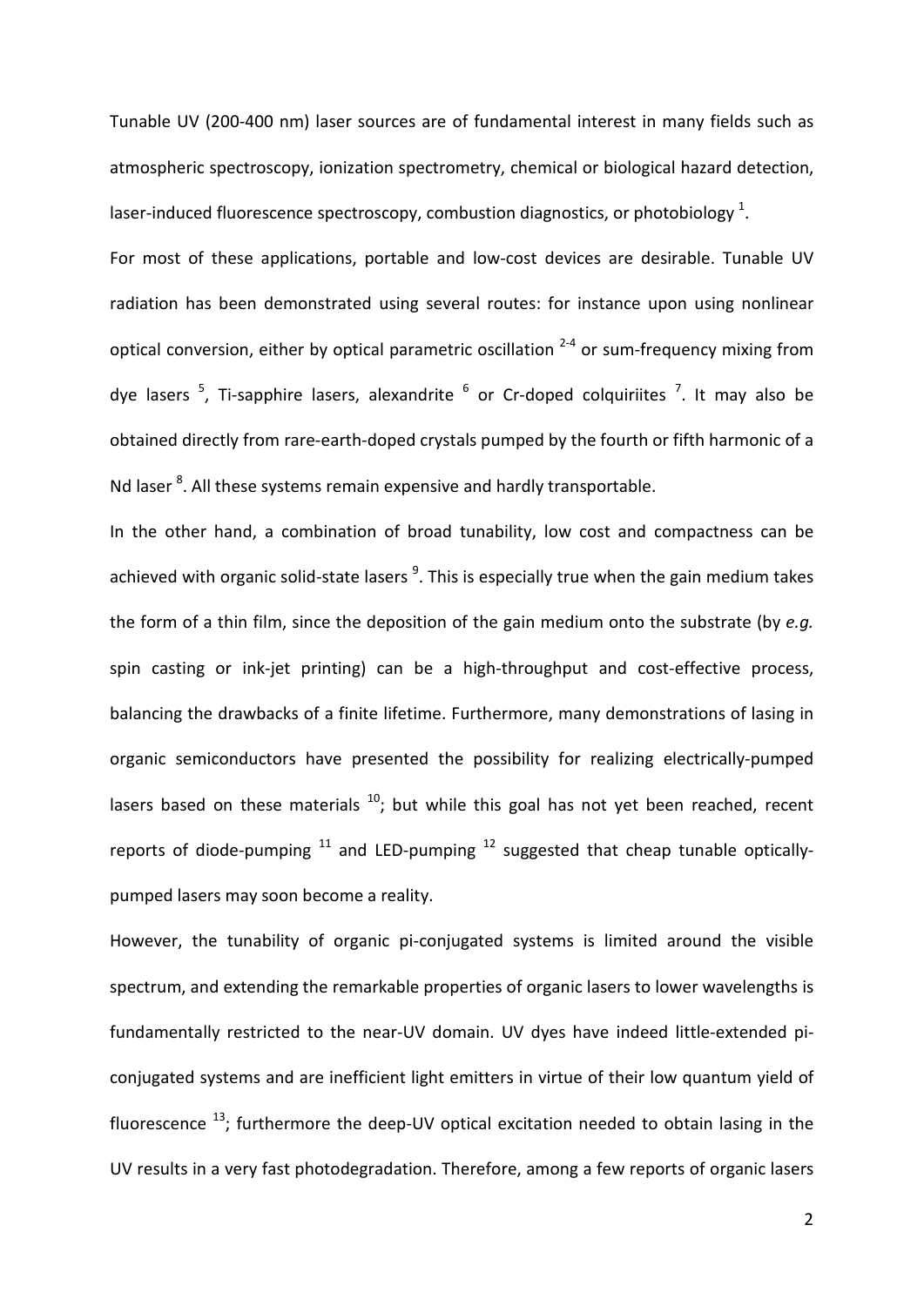Tunable UV (200-400 nm) laser sources are of fundamental interest in many fields such as atmospheric spectroscopy, ionization spectrometry, chemical or biological hazard detection, laser-induced fluorescence spectroscopy, combustion diagnostics, or photobiology [1].

For most of these applications, portable and low-cost devices are desirable. Tunable UV radiation has been demonstrated using several routes: for instance upon using nonlinear optical conversion, either by optical parametric oscillation [2-4] or sum-frequency mixing from dye lasers [5], Ti-sapphire lasers, alexandrite [6] or Cr-doped colquiriites [7]. It may also be obtained directly from rare-earth-doped crystals pumped by the fourth or fifth harmonic of a Nd laser [8]. All these systems remain expensive and hardly transportable.

In the other hand, a combination of broad tunability, low cost and compactness can be achieved with organic solid-state lasers [9]. This is especially true when the gain medium takes the form of a thin film, since the deposition of the gain medium onto the substrate (by *e.g.* spin casting or ink-jet printing) can be a high-throughput and cost-effective process, balancing the drawbacks of a finite lifetime. Furthermore, many demonstrations of lasing in organic semiconductors have presented the possibility for realizing electrically-pumped lasers based on these materials [10]; but while this goal has not yet been reached, recent reports of diode-pumping [11] and LED-pumping [12] suggested that cheap tunable optically-pumped lasers may soon become a reality.

However, the tunability of organic pi-conjugated systems is limited around the visible spectrum, and extending the remarkable properties of organic lasers to lower wavelengths is fundamentally restricted to the near-UV domain. UV dyes have indeed little-extended pi-conjugated systems and are inefficient light emitters in virtue of their low quantum yield of fluorescence [13]; furthermore the deep-UV optical excitation needed to obtain lasing in the UV results in a very fast photodegradation. Therefore, among a few reports of organic lasers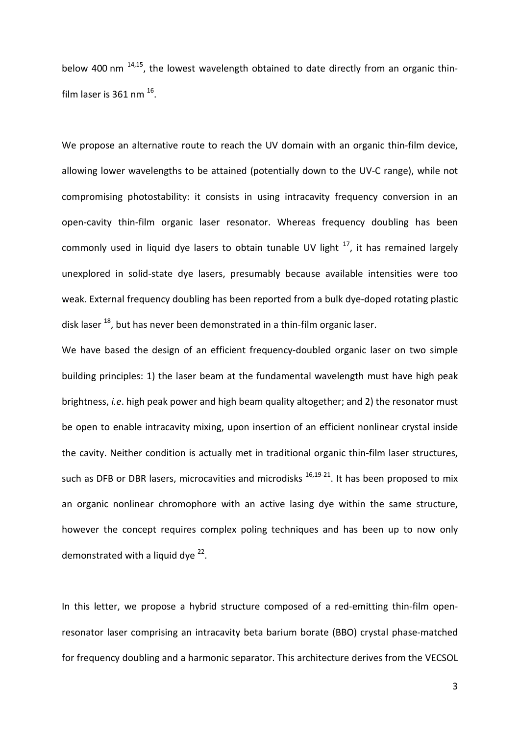below 400 nm [14,15], the lowest wavelength obtained to date directly from an organic thin-film laser is 361 nm [16].

We propose an alternative route to reach the UV domain with an organic thin-film device, allowing lower wavelengths to be attained (potentially down to the UV-C range), while not compromising photostability: it consists in using intracavity frequency conversion in an open-cavity thin-film organic laser resonator. Whereas frequency doubling has been commonly used in liquid dye lasers to obtain tunable UV light [17], it has remained largely unexplored in solid-state dye lasers, presumably because available intensities were too weak. External frequency doubling has been reported from a bulk dye-doped rotating plastic disk laser [18], but has never been demonstrated in a thin-film organic laser.

We have based the design of an efficient frequency-doubled organic laser on two simple building principles: 1) the laser beam at the fundamental wavelength must have high peak brightness, *i.e*. high peak power and high beam quality altogether; and 2) the resonator must be open to enable intracavity mixing, upon insertion of an efficient nonlinear crystal inside the cavity. Neither condition is actually met in traditional organic thin-film laser structures, such as DFB or DBR lasers, microcavities and microdisks [16,19-21]. It has been proposed to mix an organic nonlinear chromophore with an active lasing dye within the same structure, however the concept requires complex poling techniques and has been up to now only demonstrated with a liquid dye [22].

In this letter, we propose a hybrid structure composed of a red-emitting thin-film open-resonator laser comprising an intracavity beta barium borate (BBO) crystal phase-matched for frequency doubling and a harmonic separator. This architecture derives from the VECSOL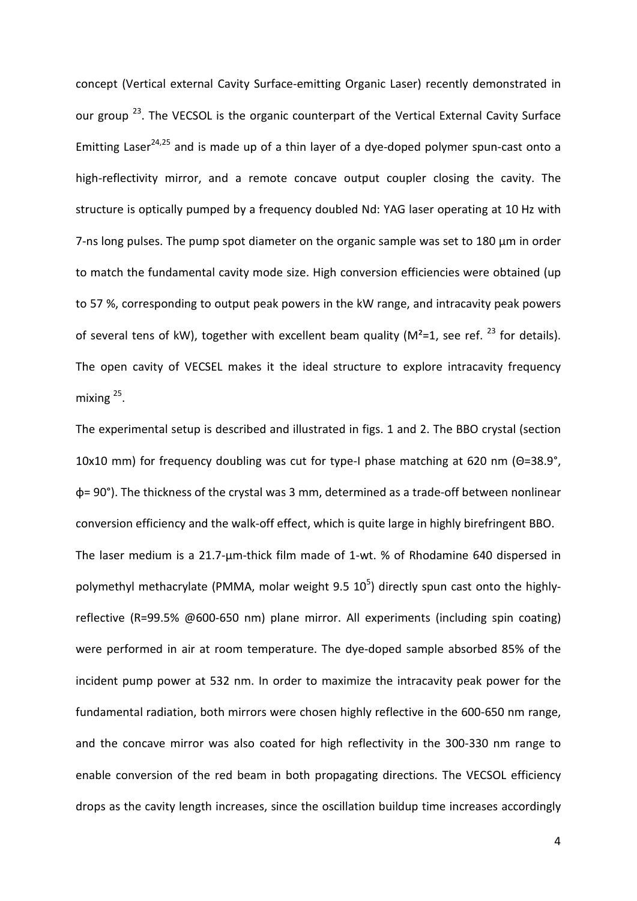concept (Vertical external Cavity Surface-emitting Organic Laser) recently demonstrated in our group [23]. The VECSOL is the organic counterpart of the Vertical External Cavity Surface Emitting Laser[24,25] and is made up of a thin layer of a dye-doped polymer spun-cast onto a high-reflectivity mirror, and a remote concave output coupler closing the cavity. The structure is optically pumped by a frequency doubled Nd: YAG laser operating at 10 Hz with 7-ns long pulses. The pump spot diameter on the organic sample was set to 180 µm in order to match the fundamental cavity mode size. High conversion efficiencies were obtained (up to 57 %, corresponding to output peak powers in the kW range, and intracavity peak powers of several tens of kW), together with excellent beam quality ($M^2$=1, see ref. [23] for details). The open cavity of VECSEL makes it the ideal structure to explore intracavity frequency mixing [25].

The experimental setup is described and illustrated in figs. 1 and 2. The BBO crystal (section 10x10 mm) for frequency doubling was cut for type-I phase matching at 620 nm ($\Theta$=38.9°, $\phi$= 90°). The thickness of the crystal was 3 mm, determined as a trade-off between nonlinear conversion efficiency and the walk-off effect, which is quite large in highly birefringent BBO.

The laser medium is a 21.7-µm-thick film made of 1-wt. % of Rhodamine 640 dispersed in polymethyl methacrylate (PMMA, molar weight 9.5 $10^5$) directly spun cast onto the highly-reflective (R=99.5% @600-650 nm) plane mirror. All experiments (including spin coating) were performed in air at room temperature. The dye-doped sample absorbed 85% of the incident pump power at 532 nm. In order to maximize the intracavity peak power for the fundamental radiation, both mirrors were chosen highly reflective in the 600-650 nm range, and the concave mirror was also coated for high reflectivity in the 300-330 nm range to enable conversion of the red beam in both propagating directions. The VECSOL efficiency drops as the cavity length increases, since the oscillation buildup time increases accordingly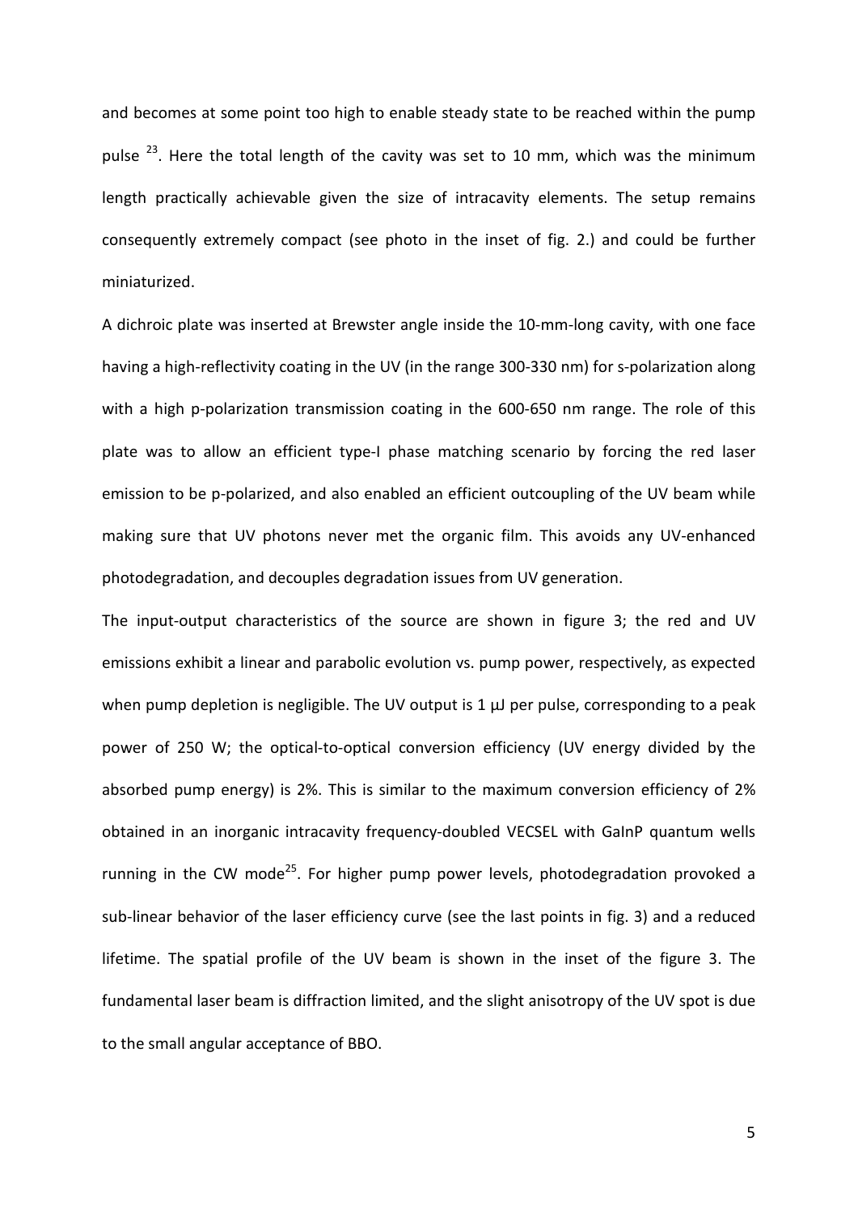and becomes at some point too high to enable steady state to be reached within the pump pulse [23]. Here the total length of the cavity was set to 10 mm, which was the minimum length practically achievable given the size of intracavity elements. The setup remains consequently extremely compact (see photo in the inset of fig. 2.) and could be further miniaturized.

A dichroic plate was inserted at Brewster angle inside the 10-mm-long cavity, with one face having a high-reflectivity coating in the UV (in the range 300-330 nm) for s-polarization along with a high p-polarization transmission coating in the 600-650 nm range. The role of this plate was to allow an efficient type-I phase matching scenario by forcing the red laser emission to be p-polarized, and also enabled an efficient outcoupling of the UV beam while making sure that UV photons never met the organic film. This avoids any UV-enhanced photodegradation, and decouples degradation issues from UV generation.

The input-output characteristics of the source are shown in figure 3; the red and UV emissions exhibit a linear and parabolic evolution vs. pump power, respectively, as expected when pump depletion is negligible. The UV output is 1 µJ per pulse, corresponding to a peak power of 250 W; the optical-to-optical conversion efficiency (UV energy divided by the absorbed pump energy) is 2%. This is similar to the maximum conversion efficiency of 2% obtained in an inorganic intracavity frequency-doubled VECSEL with GaInP quantum wells running in the CW mode[25]. For higher pump power levels, photodegradation provoked a sub-linear behavior of the laser efficiency curve (see the last points in fig. 3) and a reduced lifetime. The spatial profile of the UV beam is shown in the inset of the figure 3. The fundamental laser beam is diffraction limited, and the slight anisotropy of the UV spot is due to the small angular acceptance of BBO.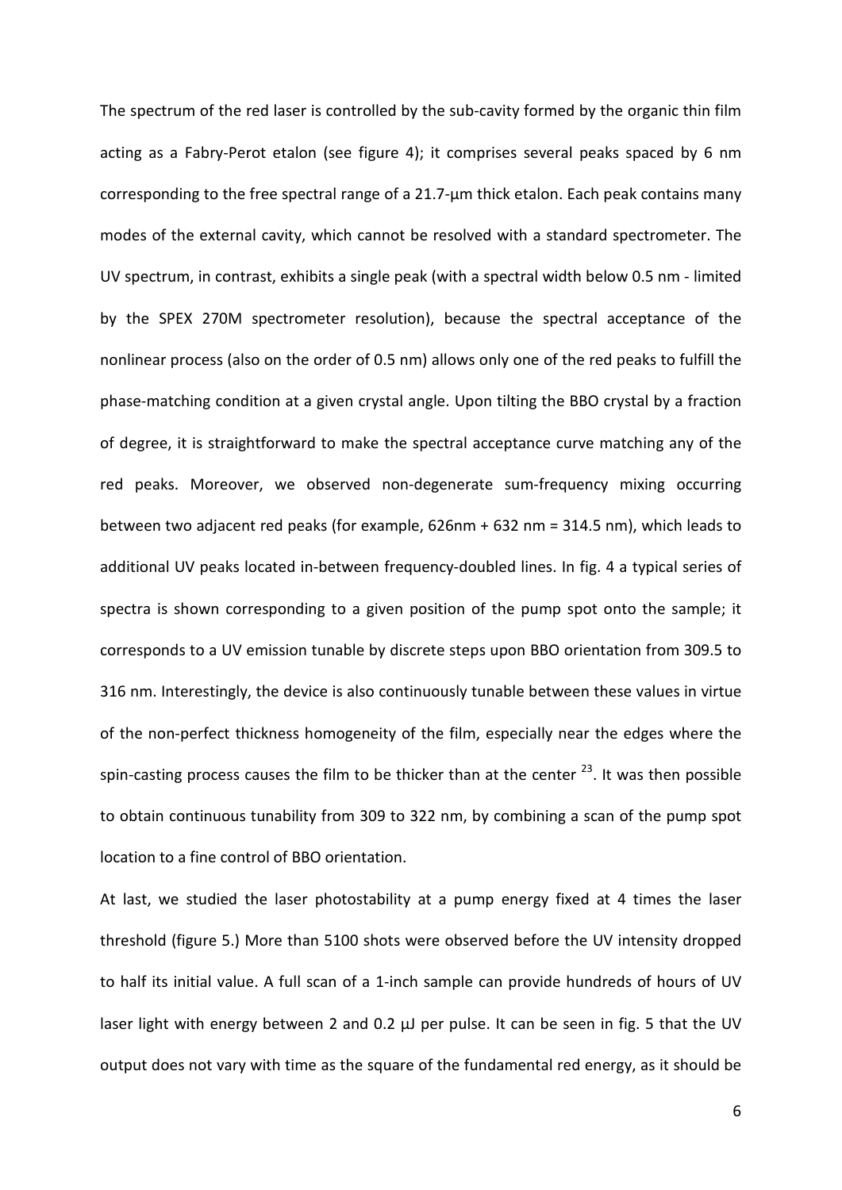The spectrum of the red laser is controlled by the sub-cavity formed by the organic thin film acting as a Fabry-Perot etalon (see figure 4); it comprises several peaks spaced by 6 nm corresponding to the free spectral range of a 21.7-µm thick etalon. Each peak contains many modes of the external cavity, which cannot be resolved with a standard spectrometer. The UV spectrum, in contrast, exhibits a single peak (with a spectral width below 0.5 nm - limited by the SPEX 270M spectrometer resolution), because the spectral acceptance of the nonlinear process (also on the order of 0.5 nm) allows only one of the red peaks to fulfill the phase-matching condition at a given crystal angle. Upon tilting the BBO crystal by a fraction of degree, it is straightforward to make the spectral acceptance curve matching any of the red peaks. Moreover, we observed non-degenerate sum-frequency mixing occurring between two adjacent red peaks (for example, 626nm + 632 nm = 314.5 nm), which leads to additional UV peaks located in-between frequency-doubled lines. In fig. 4 a typical series of spectra is shown corresponding to a given position of the pump spot onto the sample; it corresponds to a UV emission tunable by discrete steps upon BBO orientation from 309.5 to 316 nm. Interestingly, the device is also continuously tunable between these values in virtue of the non-perfect thickness homogeneity of the film, especially near the edges where the spin-casting process causes the film to be thicker than at the center [23]. It was then possible to obtain continuous tunability from 309 to 322 nm, by combining a scan of the pump spot location to a fine control of BBO orientation.

At last, we studied the laser photostability at a pump energy fixed at 4 times the laser threshold (figure 5.) More than 5100 shots were observed before the UV intensity dropped to half its initial value. A full scan of a 1-inch sample can provide hundreds of hours of UV laser light with energy between 2 and 0.2 µJ per pulse. It can be seen in fig. 5 that the UV output does not vary with time as the square of the fundamental red energy, as it should be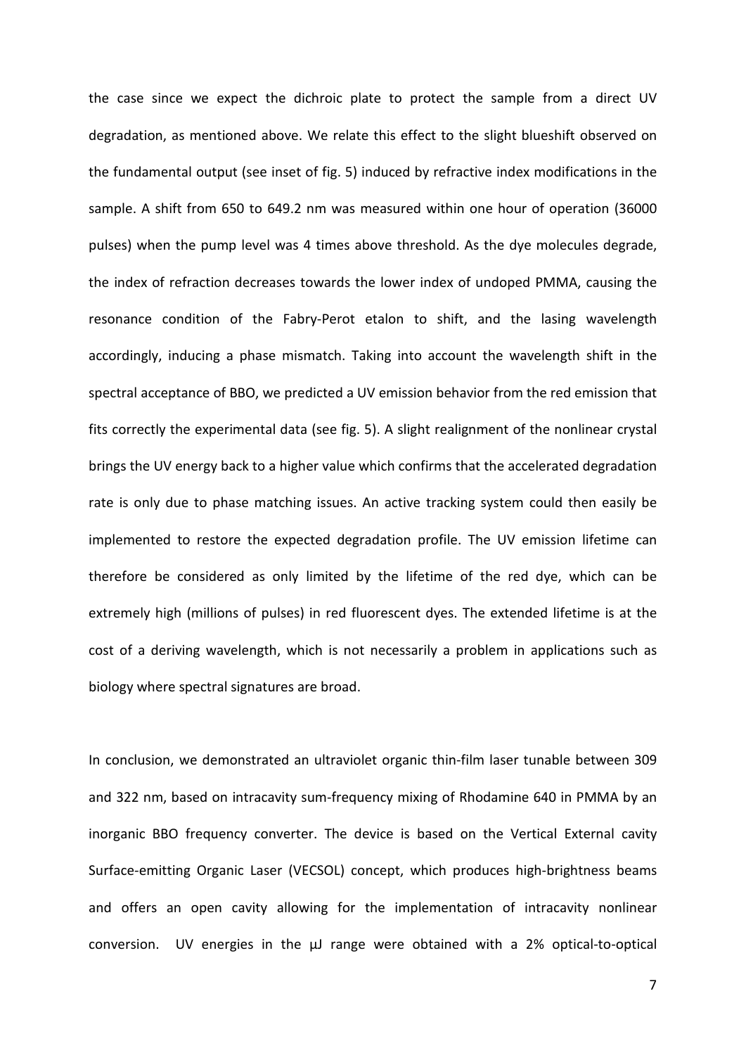the case since we expect the dichroic plate to protect the sample from a direct UV degradation, as mentioned above. We relate this effect to the slight blueshift observed on the fundamental output (see inset of fig. 5) induced by refractive index modifications in the sample. A shift from 650 to 649.2 nm was measured within one hour of operation (36000 pulses) when the pump level was 4 times above threshold. As the dye molecules degrade, the index of refraction decreases towards the lower index of undoped PMMA, causing the resonance condition of the Fabry-Perot etalon to shift, and the lasing wavelength accordingly, inducing a phase mismatch. Taking into account the wavelength shift in the spectral acceptance of BBO, we predicted a UV emission behavior from the red emission that fits correctly the experimental data (see fig. 5). A slight realignment of the nonlinear crystal brings the UV energy back to a higher value which confirms that the accelerated degradation rate is only due to phase matching issues. An active tracking system could then easily be implemented to restore the expected degradation profile. The UV emission lifetime can therefore be considered as only limited by the lifetime of the red dye, which can be extremely high (millions of pulses) in red fluorescent dyes. The extended lifetime is at the cost of a deriving wavelength, which is not necessarily a problem in applications such as biology where spectral signatures are broad.

In conclusion, we demonstrated an ultraviolet organic thin-film laser tunable between 309 and 322 nm, based on intracavity sum-frequency mixing of Rhodamine 640 in PMMA by an inorganic BBO frequency converter. The device is based on the Vertical External cavity Surface-emitting Organic Laser (VECSOL) concept, which produces high-brightness beams and offers an open cavity allowing for the implementation of intracavity nonlinear conversion. UV energies in the µJ range were obtained with a 2% optical-to-optical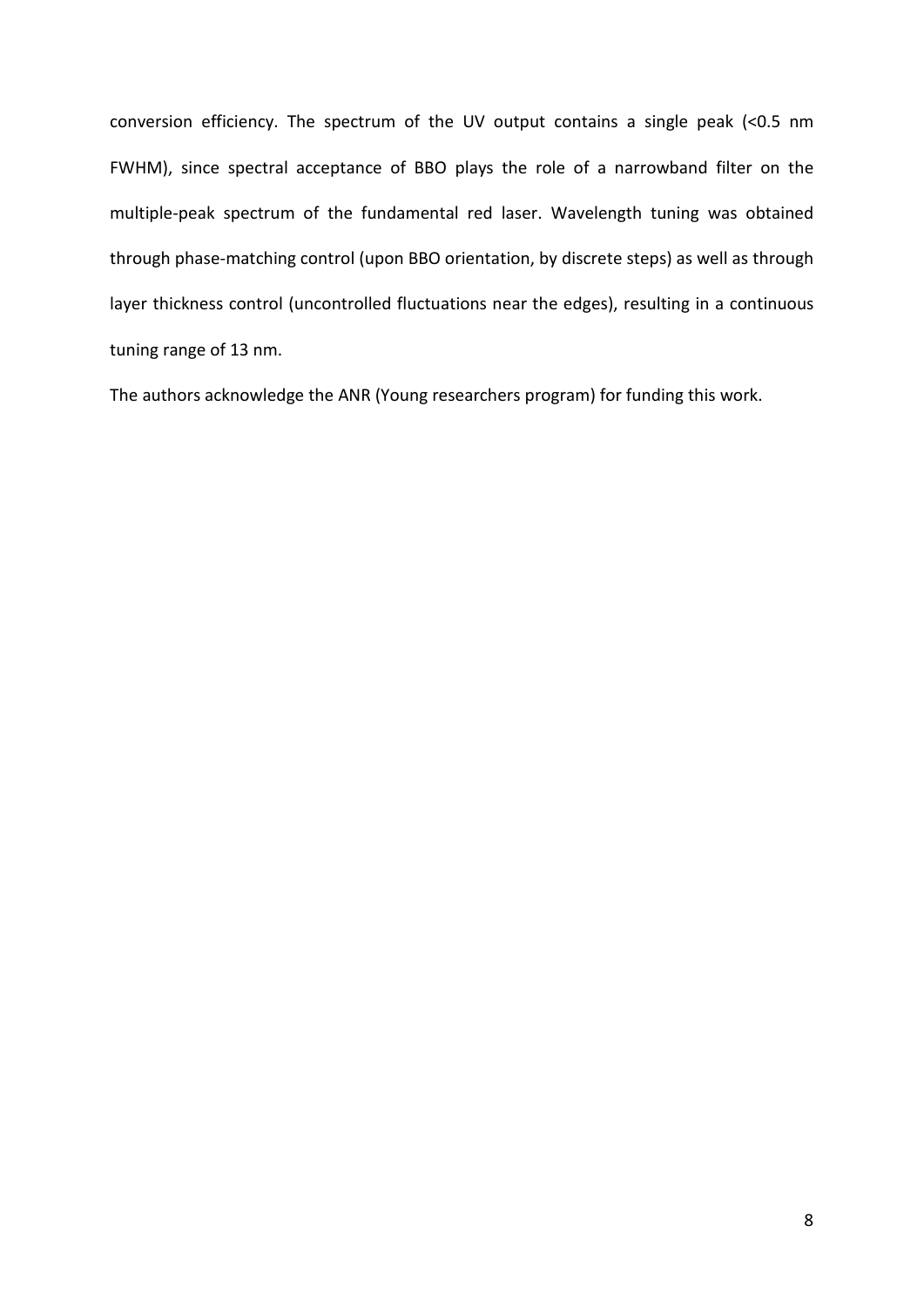conversion efficiency. The spectrum of the UV output contains a single peak (<0.5 nm FWHM), since spectral acceptance of BBO plays the role of a narrowband filter on the multiple-peak spectrum of the fundamental red laser. Wavelength tuning was obtained through phase-matching control (upon BBO orientation, by discrete steps) as well as through layer thickness control (uncontrolled fluctuations near the edges), resulting in a continuous tuning range of 13 nm.

The authors acknowledge the ANR (Young researchers program) for funding this work.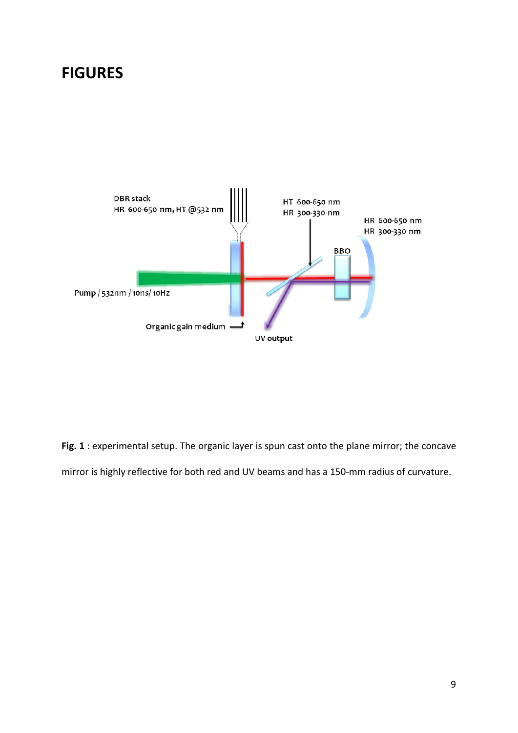# FIGURES

**Fig. 1** : experimental setup. The organic layer is spun cast onto the plane mirror; the concave mirror is highly reflective for both red and UV beams and has a 150-mm radius of curvature.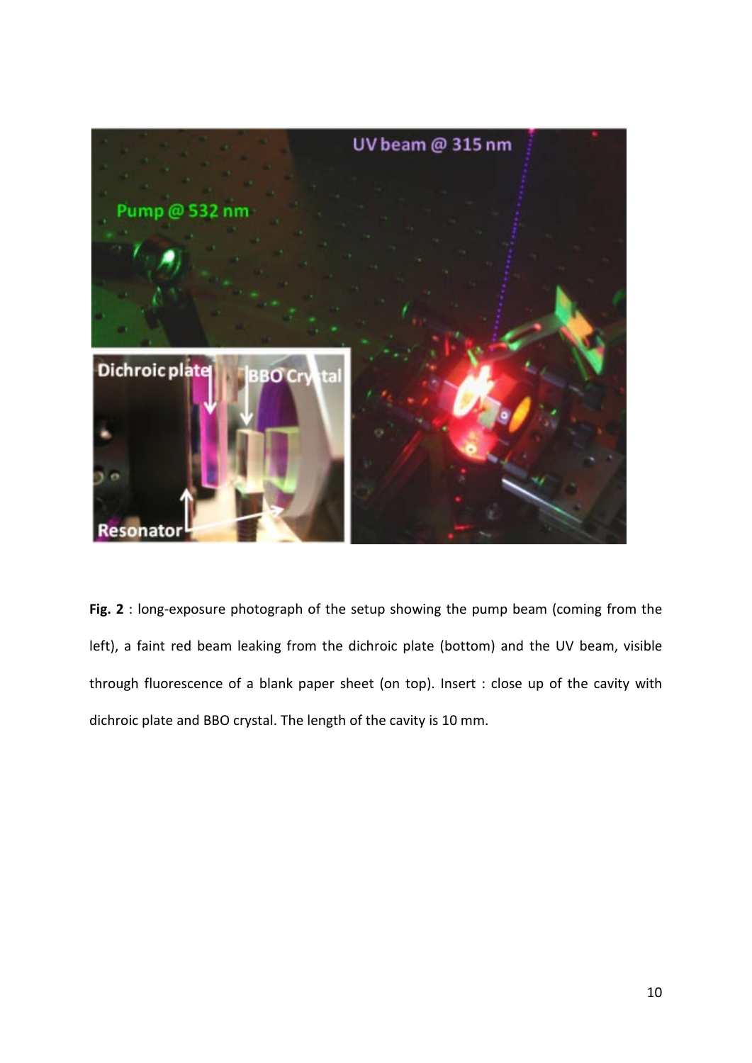**Fig. 2** : long-exposure photograph of the setup showing the pump beam (coming from the left), a faint red beam leaking from the dichroic plate (bottom) and the UV beam, visible through fluorescence of a blank paper sheet (on top). Insert : close up of the cavity with dichroic plate and BBO crystal. The length of the cavity is 10 mm.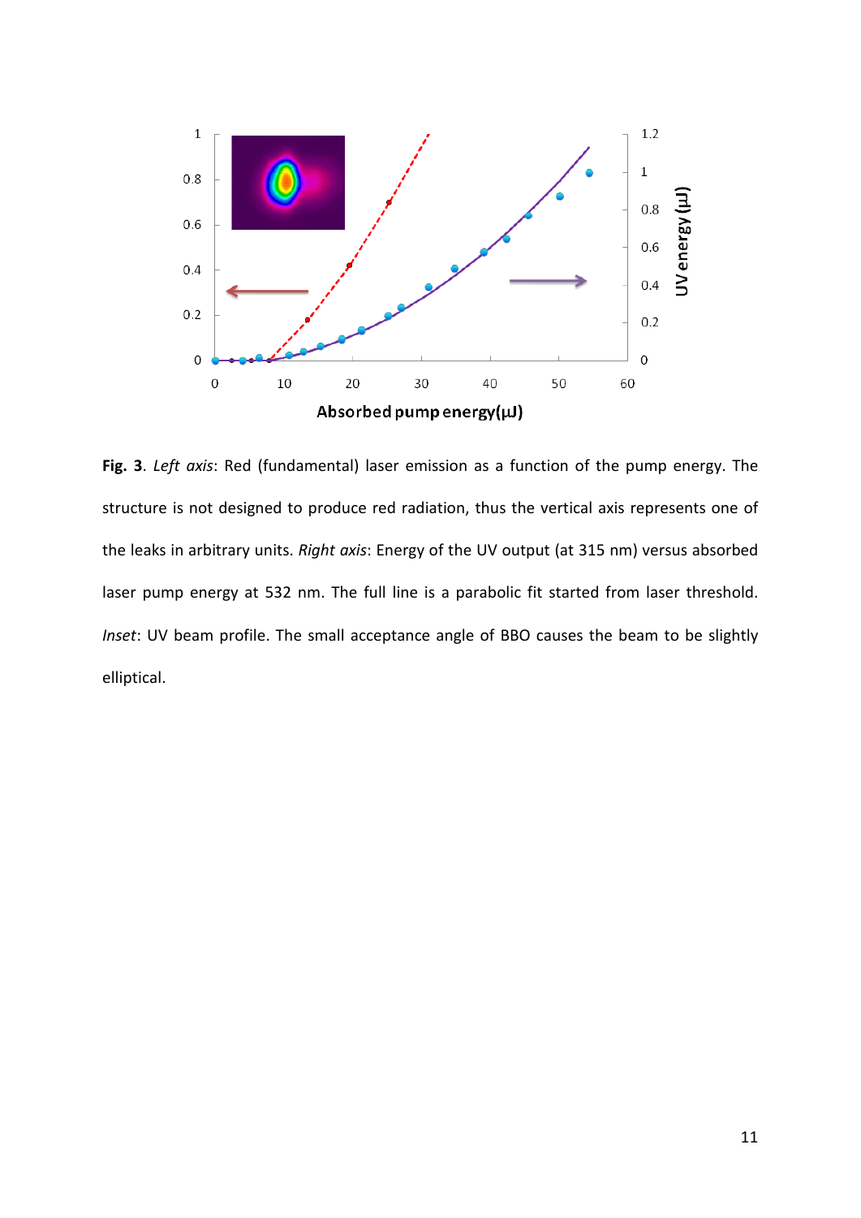**Fig. 3**. *Left axis*: Red (fundamental) laser emission as a function of the pump energy. The structure is not designed to produce red radiation, thus the vertical axis represents one of the leaks in arbitrary units. *Right axis*: Energy of the UV output (at 315 nm) versus absorbed laser pump energy at 532 nm. The full line is a parabolic fit started from laser threshold. *Inset*: UV beam profile. The small acceptance angle of BBO causes the beam to be slightly elliptical.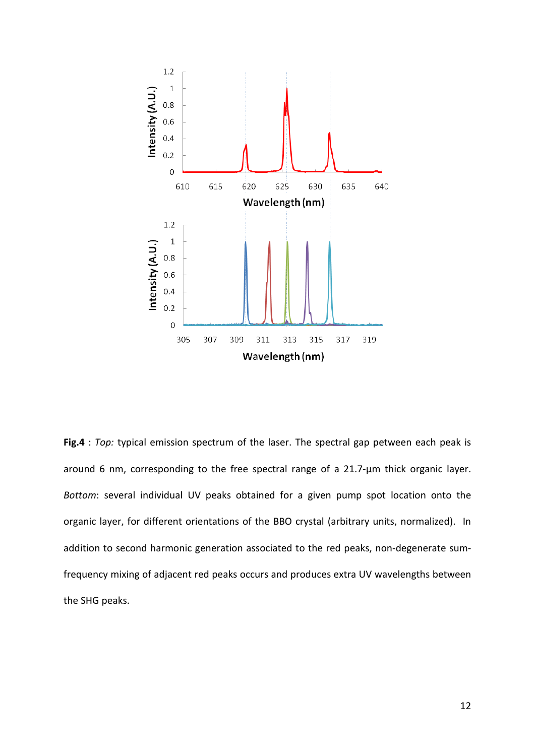**Fig.4** : *Top:* typical emission spectrum of the laser. The spectral gap between each peak is around 6 nm, corresponding to the free spectral range of a 21.7-µm thick organic layer. *Bottom*: several individual UV peaks obtained for a given pump spot location onto the organic layer, for different orientations of the BBO crystal (arbitrary units, normalized). In addition to second harmonic generation associated to the red peaks, non-degenerate sum-frequency mixing of adjacent red peaks occurs and produces extra UV wavelengths between the SHG peaks.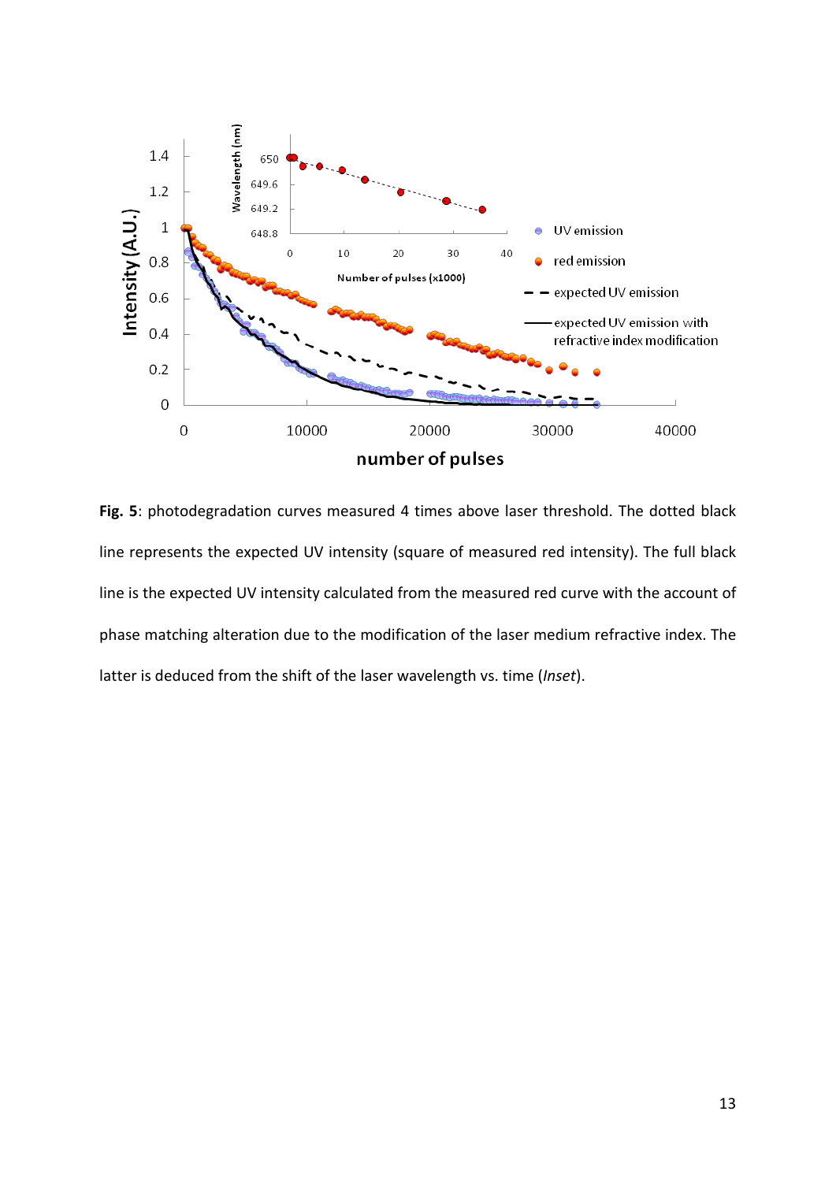**Fig. 5**: photodegradation curves measured 4 times above laser threshold. The dotted black line represents the expected UV intensity (square of measured red intensity). The full black line is the expected UV intensity calculated from the measured red curve with the account of phase matching alteration due to the modification of the laser medium refractive index. The latter is deduced from the shift of the laser wavelength vs. time (*Inset*).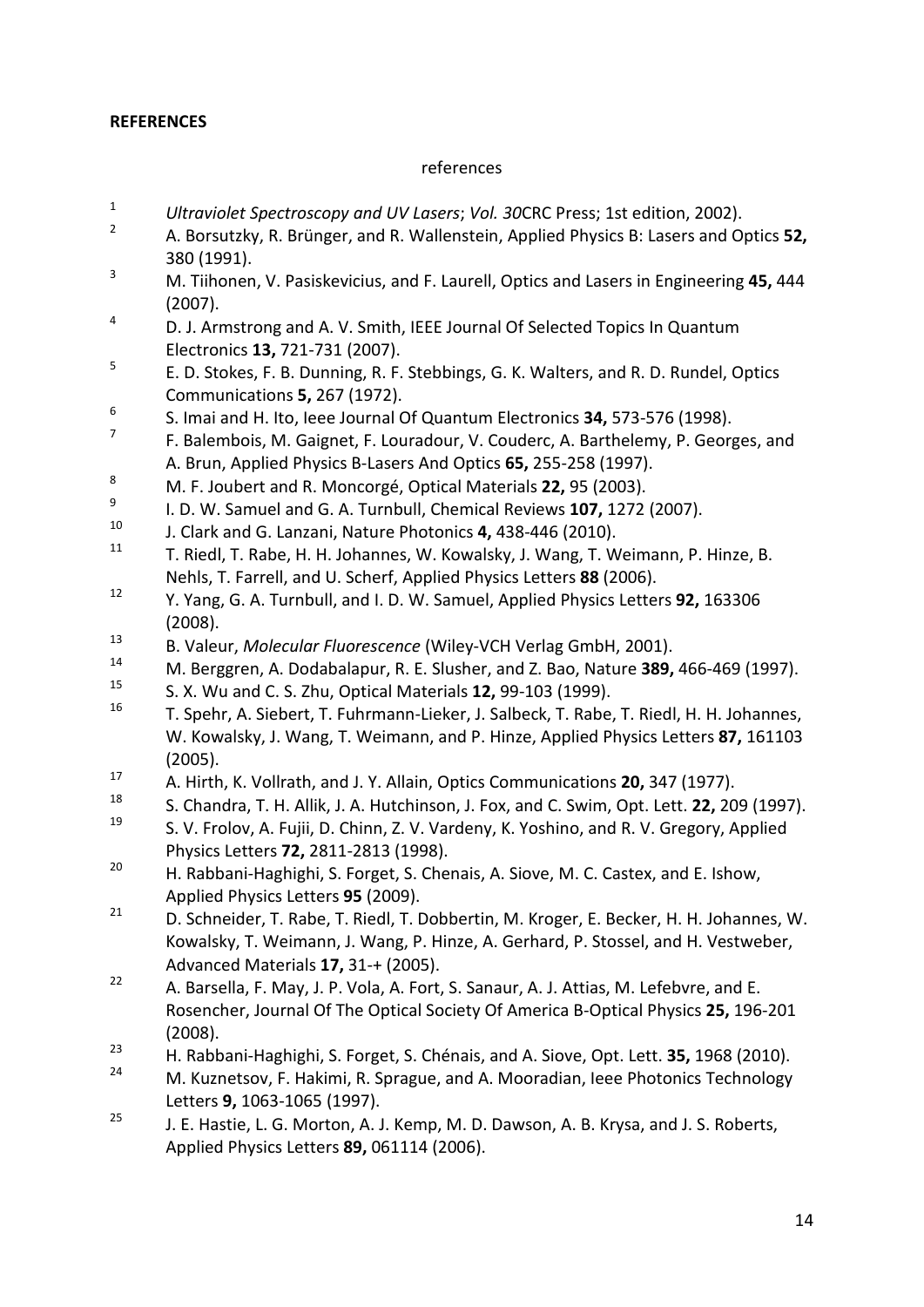**REFERENCES**

references

[1] *Ultraviolet Spectroscopy and UV Lasers*; *Vol. 30*CRC Press; 1st edition, 2002).

[2] A. Borsutzky, R. Brünger, and R. Wallenstein, Applied Physics B: Lasers and Optics **52,** 380 (1991).

[3] M. Tiihonen, V. Pasiskevicius, and F. Laurell, Optics and Lasers in Engineering **45,** 444 (2007).

[4] D. J. Armstrong and A. V. Smith, IEEE Journal Of Selected Topics In Quantum Electronics **13,** 721-731 (2007).

[5] E. D. Stokes, F. B. Dunning, R. F. Stebbings, G. K. Walters, and R. D. Rundel, Optics Communications **5,** 267 (1972).

[6] S. Imai and H. Ito, Ieee Journal Of Quantum Electronics **34,** 573-576 (1998).

[7] F. Balembois, M. Gaignet, F. Louradour, V. Couderc, A. Barthelemy, P. Georges, and A. Brun, Applied Physics B-Lasers And Optics **65,** 255-258 (1997).

[8] M. F. Joubert and R. Moncorgé, Optical Materials **22,** 95 (2003).

[9] I. D. W. Samuel and G. A. Turnbull, Chemical Reviews **107,** 1272 (2007).

[10] J. Clark and G. Lanzani, Nature Photonics **4,** 438-446 (2010).

[11] T. Riedl, T. Rabe, H. H. Johannes, W. Kowalsky, J. Wang, T. Weimann, P. Hinze, B. Nehls, T. Farrell, and U. Scherf, Applied Physics Letters **88** (2006).

[12] Y. Yang, G. A. Turnbull, and I. D. W. Samuel, Applied Physics Letters **92,** 163306 (2008).

[13] B. Valeur, *Molecular Fluorescence* (Wiley-VCH Verlag GmbH, 2001).

[14] M. Berggren, A. Dodabalapur, R. E. Slusher, and Z. Bao, Nature **389,** 466-469 (1997).

[15] S. X. Wu and C. S. Zhu, Optical Materials **12,** 99-103 (1999).

[16] T. Spehr, A. Siebert, T. Fuhrmann-Lieker, J. Salbeck, T. Rabe, T. Riedl, H. H. Johannes, W. Kowalsky, J. Wang, T. Weimann, and P. Hinze, Applied Physics Letters **87,** 161103 (2005).

[17] A. Hirth, K. Vollrath, and J. Y. Allain, Optics Communications **20,** 347 (1977).

[18] S. Chandra, T. H. Allik, J. A. Hutchinson, J. Fox, and C. Swim, Opt. Lett. **22,** 209 (1997).

[19] S. V. Frolov, A. Fujii, D. Chinn, Z. V. Vardeny, K. Yoshino, and R. V. Gregory, Applied Physics Letters **72,** 2811-2813 (1998).

[20] H. Rabbani-Haghighi, S. Forget, S. Chenais, A. Siove, M. C. Castex, and E. Ishow, Applied Physics Letters **95** (2009).

[21] D. Schneider, T. Rabe, T. Riedl, T. Dobbertin, M. Kroger, E. Becker, H. H. Johannes, W. Kowalsky, T. Weimann, J. Wang, P. Hinze, A. Gerhard, P. Stossel, and H. Vestweber, Advanced Materials **17,** 31-+ (2005).

[22] A. Barsella, F. May, J. P. Vola, A. Fort, S. Sanaur, A. J. Attias, M. Lefebvre, and E. Rosencher, Journal Of The Optical Society Of America B-Optical Physics **25,** 196-201 (2008).

[23] H. Rabbani-Haghighi, S. Forget, S. Chénais, and A. Siove, Opt. Lett. **35,** 1968 (2010).

[24] M. Kuznetsov, F. Hakimi, R. Sprague, and A. Mooradian, Ieee Photonics Technology Letters **9,** 1063-1065 (1997).

[25] J. E. Hastie, L. G. Morton, A. J. Kemp, M. D. Dawson, A. B. Krysa, and J. S. Roberts, Applied Physics Letters **89,** 061114 (2006).